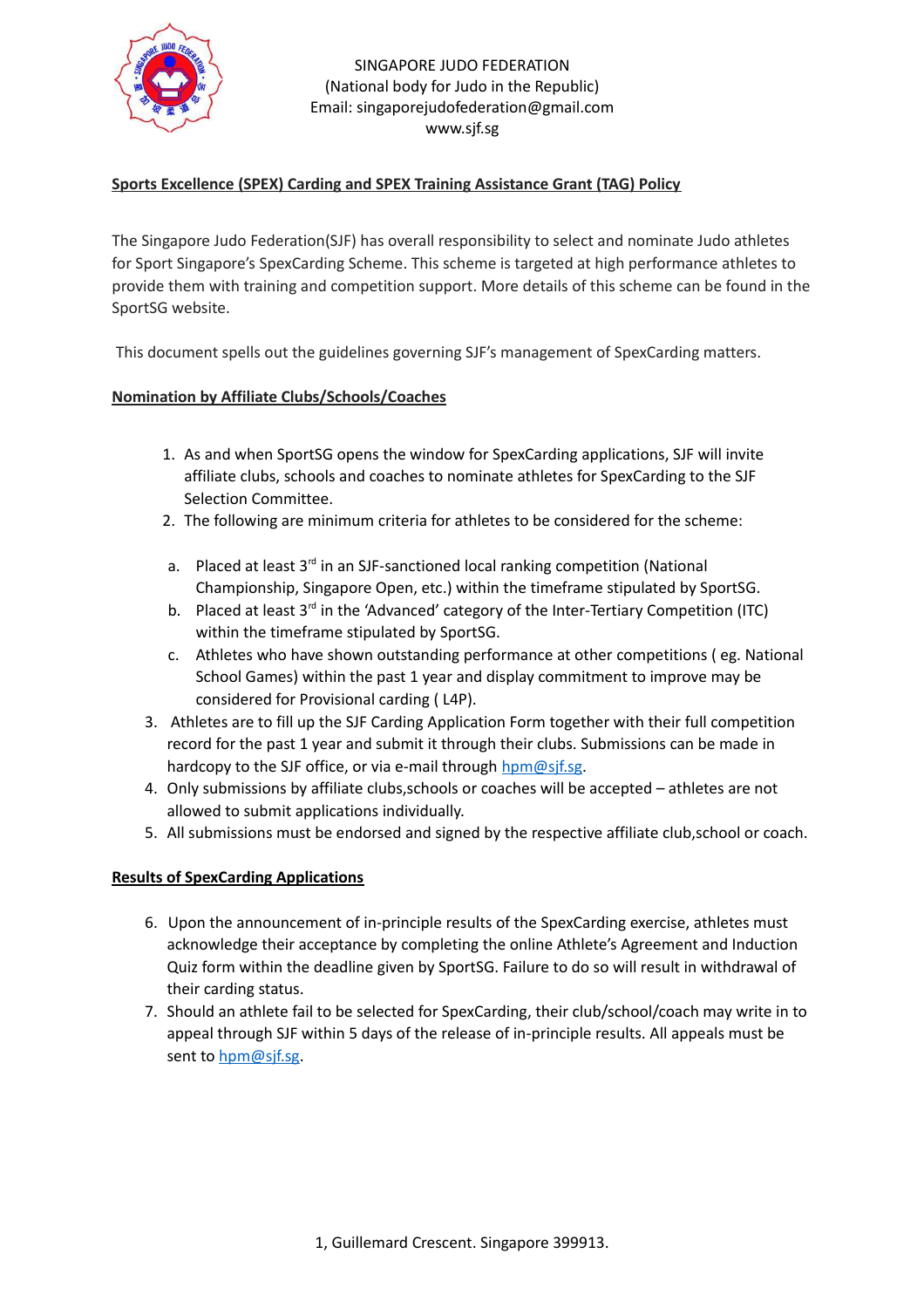SINGAPORE JUDO FEDERATION
(National body for Judo in the Republic)
Email: singaporejudofederation@gmail.com
www.sjf.sg

## Sports Excellence (SPEX) Carding and SPEX Training Assistance Grant (TAG) Policy

The Singapore Judo Federation(SJF) has overall responsibility to select and nominate Judo athletes for Sport Singapore's SpexCarding Scheme. This scheme is targeted at high performance athletes to provide them with training and competition support. More details of this scheme can be found in the SportSG website.

This document spells out the guidelines governing SJF's management of SpexCarding matters.

### Nomination by Affiliate Clubs/Schools/Coaches

1. As and when SportSG opens the window for SpexCarding applications, SJF will invite affiliate clubs, schools and coaches to nominate athletes for SpexCarding to the SJF Selection Committee.
2. The following are minimum criteria for athletes to be considered for the scheme:

    a. Placed at least 3rd in an SJF-sanctioned local ranking competition (National Championship, Singapore Open, etc.) within the timeframe stipulated by SportSG.
    b. Placed at least 3rd in the 'Advanced' category of the Inter-Tertiary Competition (ITC) within the timeframe stipulated by SportSG.
    c. Athletes who have shown outstanding performance at other competitions ( eg. National School Games) within the past 1 year and display commitment to improve may be considered for Provisional carding ( L4P).

3. Athletes are to fill up the SJF Carding Application Form together with their full competition record for the past 1 year and submit it through their clubs. Submissions can be made in hardcopy to the SJF office, or via e-mail through hpm@sjf.sg.
4. Only submissions by affiliate clubs,schools or coaches will be accepted – athletes are not allowed to submit applications individually.
5. All submissions must be endorsed and signed by the respective affiliate club,school or coach.

### Results of SpexCarding Applications

6. Upon the announcement of in-principle results of the SpexCarding exercise, athletes must acknowledge their acceptance by completing the online Athlete's Agreement and Induction Quiz form within the deadline given by SportSG. Failure to do so will result in withdrawal of their carding status.
7. Should an athlete fail to be selected for SpexCarding, their club/school/coach may write in to appeal through SJF within 5 days of the release of in-principle results. All appeals must be sent to hpm@sjf.sg.

1, Guillemard Crescent. Singapore 399913.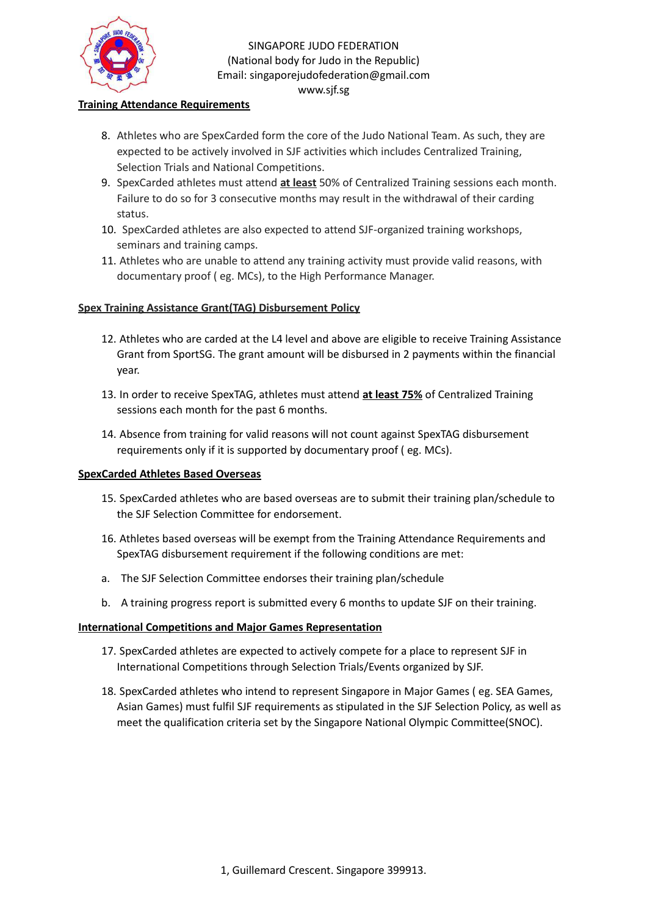**Training Attendance Requirements**

8. Athletes who are SpexCarded form the core of the Judo National Team. As such, they are expected to be actively involved in SJF activities which includes Centralized Training, Selection Trials and National Competitions.
9. SpexCarded athletes must attend **at least** 50% of Centralized Training sessions each month. Failure to do so for 3 consecutive months may result in the withdrawal of their carding status.
10. SpexCarded athletes are also expected to attend SJF-organized training workshops, seminars and training camps.
11. Athletes who are unable to attend any training activity must provide valid reasons, with documentary proof ( eg. MCs), to the High Performance Manager.

**Spex Training Assistance Grant(TAG) Disbursement Policy**

12. Athletes who are carded at the L4 level and above are eligible to receive Training Assistance Grant from SportSG. The grant amount will be disbursed in 2 payments within the financial year.

13. In order to receive SpexTAG, athletes must attend **at least 75%** of Centralized Training sessions each month for the past 6 months.

14. Absence from training for valid reasons will not count against SpexTAG disbursement requirements only if it is supported by documentary proof ( eg. MCs).

**SpexCarded Athletes Based Overseas**

15. SpexCarded athletes who are based overseas are to submit their training plan/schedule to the SJF Selection Committee for endorsement.

16. Athletes based overseas will be exempt from the Training Attendance Requirements and SpexTAG disbursement requirement if the following conditions are met:

a. The SJF Selection Committee endorses their training plan/schedule

b. A training progress report is submitted every 6 months to update SJF on their training.

**International Competitions and Major Games Representation**

17. SpexCarded athletes are expected to actively compete for a place to represent SJF in International Competitions through Selection Trials/Events organized by SJF.

18. SpexCarded athletes who intend to represent Singapore in Major Games ( eg. SEA Games, Asian Games) must fulfil SJF requirements as stipulated in the SJF Selection Policy, as well as meet the qualification criteria set by the Singapore National Olympic Committee(SNOC).